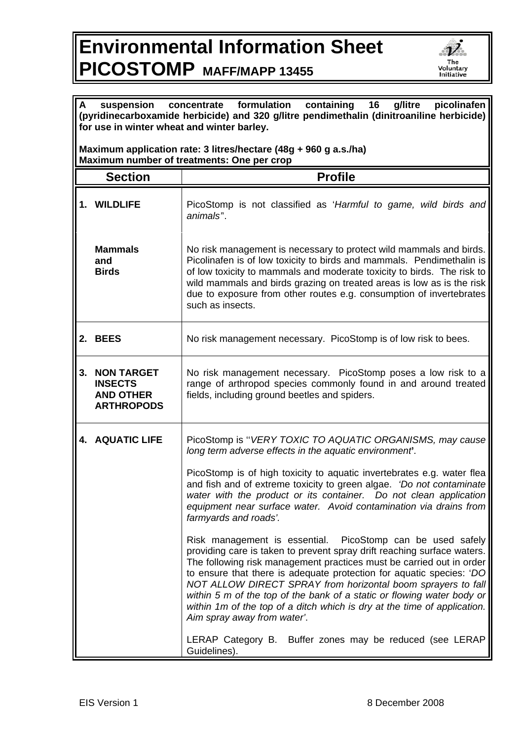# Environmental Information Sheet
# PICOSTOMP MAFF/MAPP 13455

The Voluntary Initiative

**A suspension concentrate formulation containing 16 g/litre picolinafen (pyridinecarboxamide herbicide) and 320 g/litre pendimethalin (dinitroaniline herbicide) for use in winter wheat and winter barley.**

**Maximum application rate: 3 litres/hectare (48g + 960 g a.s./ha)**
**Maximum number of treatments: One per crop**

| Section | Profile |
|---|---|
| **1. WILDLIFE** | PicoStomp is not classified as '*Harmful to game, wild birds and animals*'. |
| **Mammals and Birds** | No risk management is necessary to protect wild mammals and birds. Picolinafen is of low toxicity to birds and mammals. Pendimethalin is of low toxicity to mammals and moderate toxicity to birds. The risk to wild mammals and birds grazing on treated areas is low as is the risk due to exposure from other routes e.g. consumption of invertebrates such as insects. |
| **2. BEES** | No risk management necessary. PicoStomp is of low risk to bees. |
| **3. NON TARGET INSECTS AND OTHER ARTHROPODS** | No risk management necessary. PicoStomp poses a low risk to a range of arthropod species commonly found in and around treated fields, including ground beetles and spiders. |
| **4. AQUATIC LIFE** | PicoStomp is ''*VERY TOXIC TO AQUATIC ORGANISMS, may cause long term adverse effects in the aquatic environment*'.<br><br>PicoStomp is of high toxicity to aquatic invertebrates e.g. water flea and fish and of extreme toxicity to green algae. *'Do not contaminate water with the product or its container. Do not clean application equipment near surface water. Avoid contamination via drains from farmyards and roads'.*<br><br>Risk management is essential. PicoStomp can be used safely providing care is taken to prevent spray drift reaching surface waters. The following risk management practices must be carried out in order to ensure that there is adequate protection for aquatic species: '*DO NOT ALLOW DIRECT SPRAY from horizontal boom sprayers to fall within 5 m of the top of the bank of a static or flowing water body or within 1m of the top of a ditch which is dry at the time of application. Aim spray away from water'*.<br><br>LERAP Category B. Buffer zones may be reduced (see LERAP Guidelines). |

EIS Version 1 8 December 2008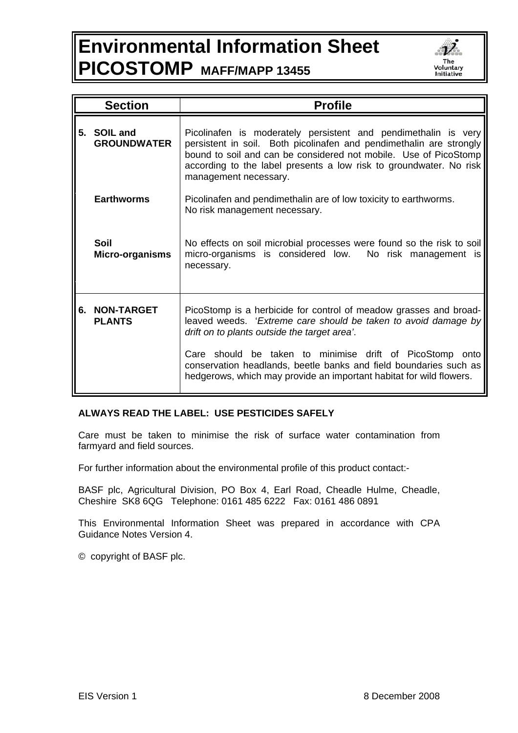# Environmental Information Sheet
## PICOSTOMP MAFF/MAPP 13455

| Section | Profile |
|---|---|
| **5. SOIL and GROUNDWATER** | Picolinafen is moderately persistent and pendimethalin is very persistent in soil. Both picolinafen and pendimethalin are strongly bound to soil and can be considered not mobile. Use of PicoStomp according to the label presents a low risk to groundwater. No risk management necessary. |
| **Earthworms** | Picolinafen and pendimethalin are of low toxicity to earthworms. No risk management necessary. |
| **Soil Micro-organisms** | No effects on soil microbial processes were found so the risk to soil micro-organisms is considered low. No risk management is necessary. |
| **6. NON-TARGET PLANTS** | PicoStomp is a herbicide for control of meadow grasses and broad-leaved weeds. '*Extreme care should be taken to avoid damage by drift on to plants outside the target area'*.<br><br>Care should be taken to minimise drift of PicoStomp onto conservation headlands, beetle banks and field boundaries such as hedgerows, which may provide an important habitat for wild flowers. |

**ALWAYS READ THE LABEL: USE PESTICIDES SAFELY**

Care must be taken to minimise the risk of surface water contamination from farmyard and field sources.

For further information about the environmental profile of this product contact:-

BASF plc, Agricultural Division, PO Box 4, Earl Road, Cheadle Hulme, Cheadle, Cheshire SK8 6QG Telephone: 0161 485 6222 Fax: 0161 486 0891

This Environmental Information Sheet was prepared in accordance with CPA Guidance Notes Version 4.

© copyright of BASF plc.

EIS Version 1 8 December 2008